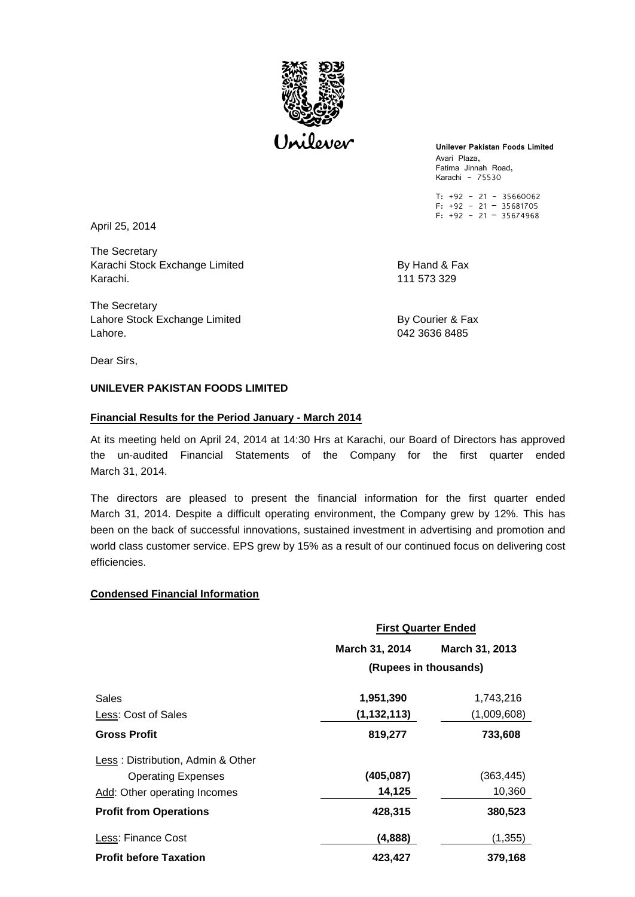Unilever

**Unilever Pakistan Foods Limited**
Avari Plaza,
Fatima Jinnah Road,
Karachi - 75530

T: +92 - 21 - 35660062
F: +92 - 21 - 35681705
F: +92 - 21 - 35674968

April 25, 2014

The Secretary
Karachi Stock Exchange Limited
Karachi.

By Hand & Fax
111 573 329

The Secretary
Lahore Stock Exchange Limited
Lahore.

By Courier & Fax
042 3636 8485

Dear Sirs,

**UNILEVER PAKISTAN FOODS LIMITED**

**Financial Results for the Period January - March 2014**

At its meeting held on April 24, 2014 at 14:30 Hrs at Karachi, our Board of Directors has approved the un-audited Financial Statements of the Company for the first quarter ended March 31, 2014.

The directors are pleased to present the financial information for the first quarter ended March 31, 2014. Despite a difficult operating environment, the Company grew by 12%. This has been on the back of successful innovations, sustained investment in advertising and promotion and world class customer service. EPS grew by 15% as a result of our continued focus on delivering cost efficiencies.

**Condensed Financial Information**

| | First Quarter Ended | |
|---|---|---|
| | **March 31, 2014** | **March 31, 2013** |
| | (Rupees in thousands) | |
| Sales | **1,951,390** | 1,743,216 |
| Less: Cost of Sales | **(1,132,113)** | (1,009,608) |
| **Gross Profit** | **819,277** | **733,608** |
| Less : Distribution, Admin & Other Operating Expenses | **(405,087)** | (363,445) |
| Add: Other operating Incomes | **14,125** | 10,360 |
| **Profit from Operations** | **428,315** | **380,523** |
| Less: Finance Cost | **(4,888)** | (1,355) |
| **Profit before Taxation** | **423,427** | **379,168** |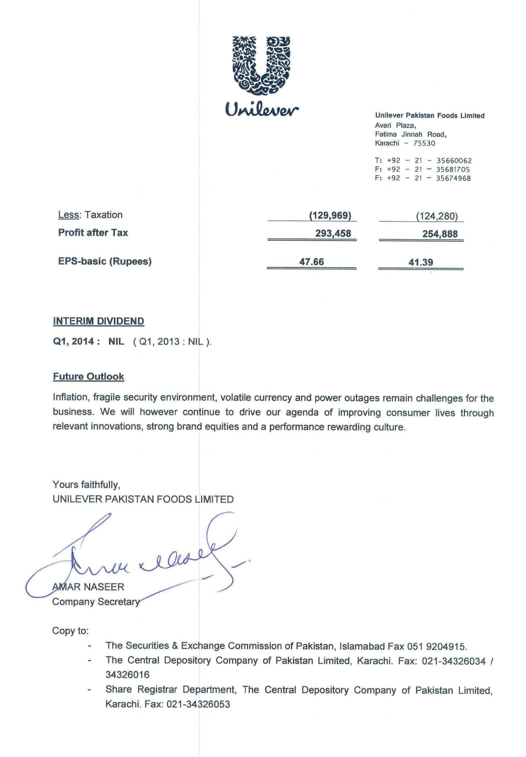Unilever

**Unilever Pakistan Foods Limited**
Avari Plaza,
Fatima Jinnah Road,
Karachi - 75530

T: +92 - 21 - 35660062
F: +92 - 21 - 35681705
F: +92 - 21 - 35674968

| | | |
|---|---|---|
| Less: Taxation | (129,969) | (124,280) |
| **Profit after Tax** | **293,458** | **254,888** |
| **EPS-basic (Rupees)** | **47.66** | **41.39** |

**INTERIM DIVIDEND**

**Q1, 2014 : NIL** ( Q1, 2013 : NIL ).

**Future Outlook**

Inflation, fragile security environment, volatile currency and power outages remain challenges for the business. We will however continue to drive our agenda of improving consumer lives through relevant innovations, strong brand equities and a performance rewarding culture.

Yours faithfully,
UNILEVER PAKISTAN FOODS LIMITED

AMAR NASEER
Company Secretary

Copy to:

- The Securities & Exchange Commission of Pakistan, Islamabad Fax 051 9204915.
- The Central Depository Company of Pakistan Limited, Karachi. Fax: 021-34326034 / 34326016
- Share Registrar Department, The Central Depository Company of Pakistan Limited, Karachi. Fax: 021-34326053